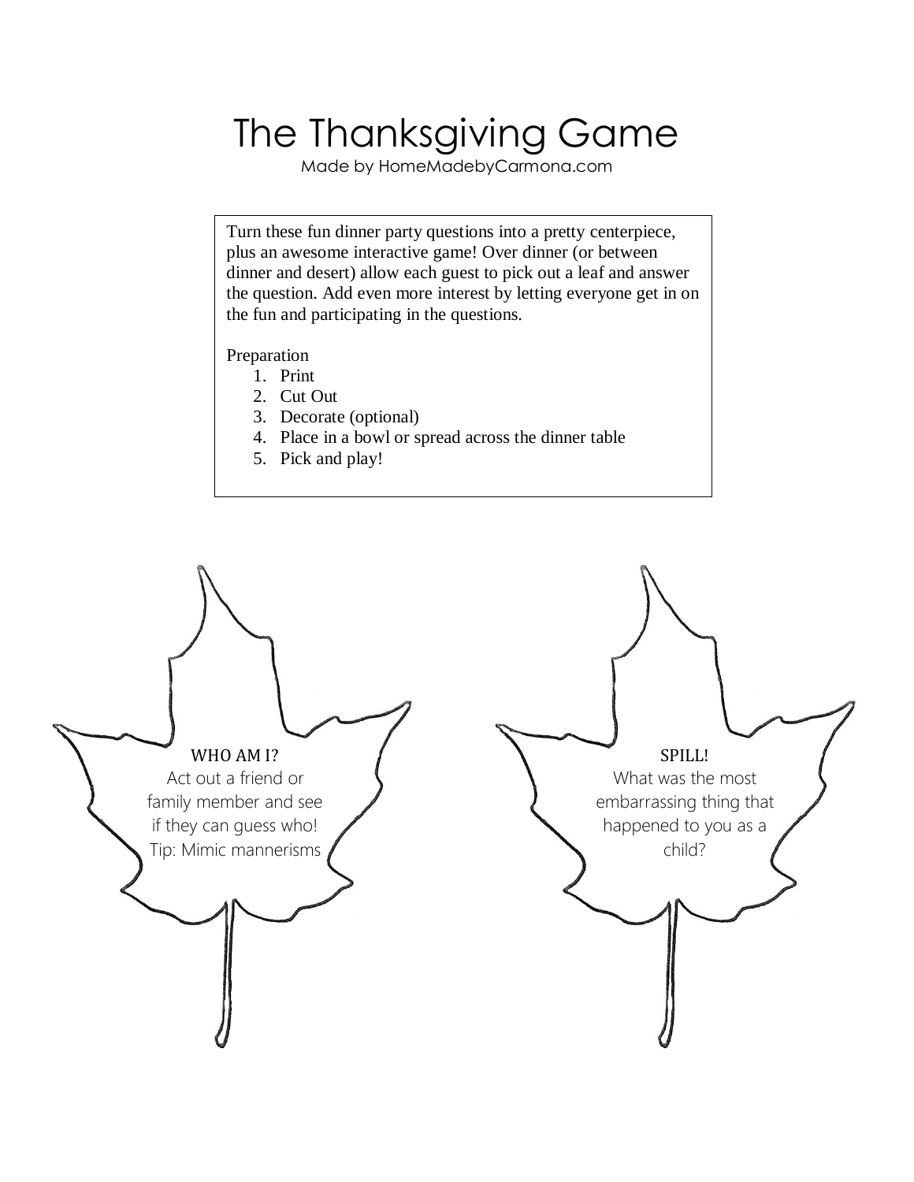# The Thanksgiving Game

Made by HomeMadebyCarmona.com

Turn these fun dinner party questions into a pretty centerpiece, plus an awesome interactive game! Over dinner (or between dinner and desert) allow each guest to pick out a leaf and answer the question. Add even more interest by letting everyone get in on the fun and participating in the questions.

Preparation

1. Print
2. Cut Out
3. Decorate (optional)
4. Place in a bowl or spread across the dinner table
5. Pick and play!

WHO AM I?
Act out a friend or family member and see if they can guess who!
Tip: Mimic mannerisms

SPILL!
What was the most embarrassing thing that happened to you as a child?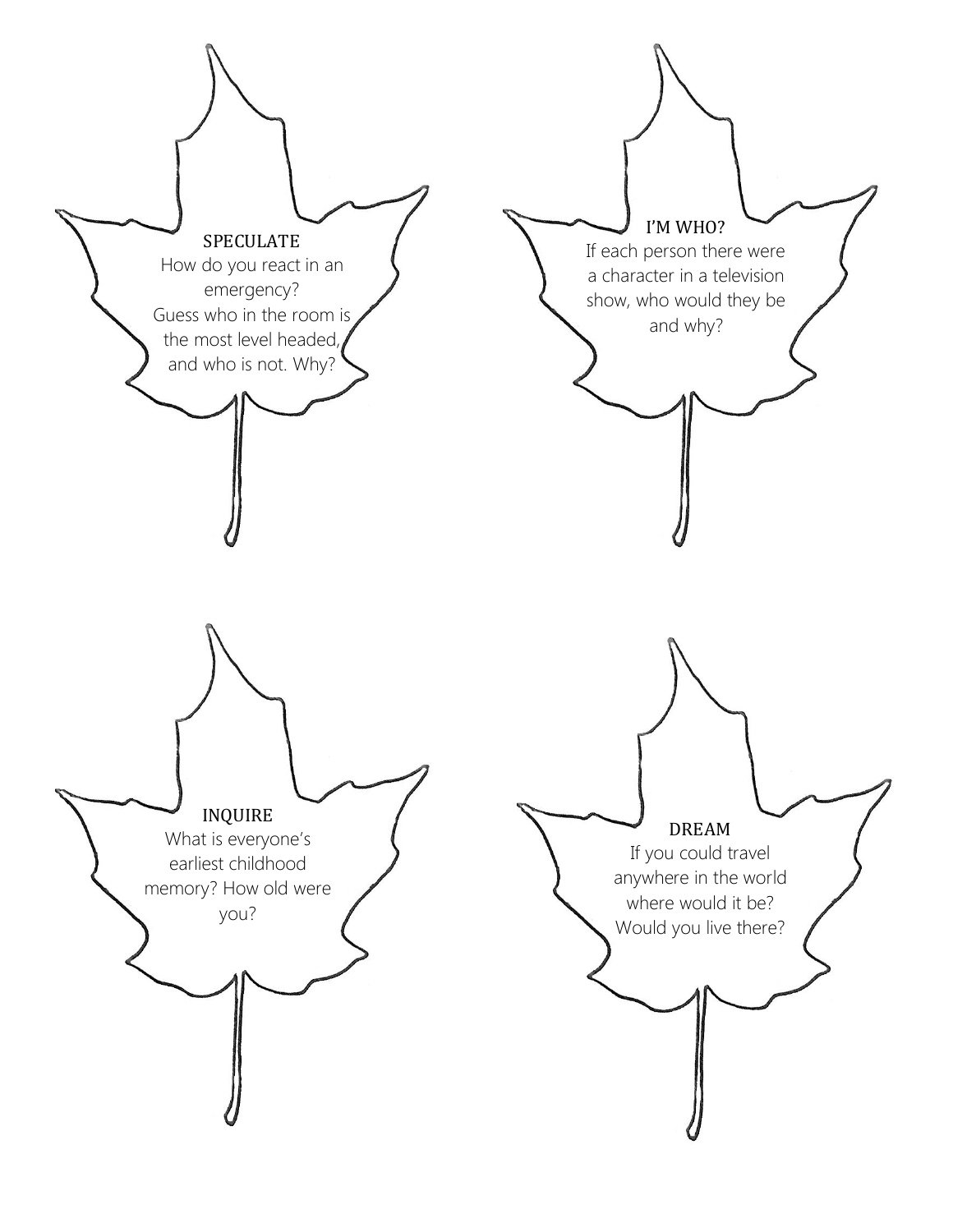### SPECULATE

How do you react in an emergency?
Guess who in the room is the most level headed, and who is not. Why?

### I'M WHO?

If each person there were a character in a television show, who would they be and why?

### INQUIRE

What is everyone's earliest childhood memory? How old were you?

### DREAM

If you could travel anywhere in the world where would it be? Would you live there?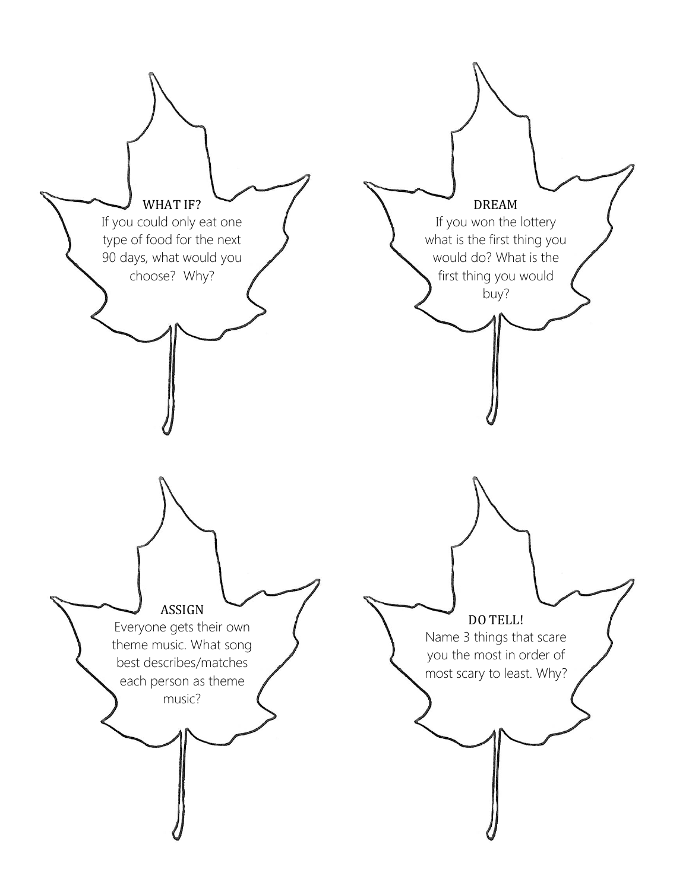**WHAT IF?**

If you could only eat one type of food for the next 90 days, what would you choose? Why?

**DREAM**

If you won the lottery what is the first thing you would do? What is the first thing you would buy?

**ASSIGN**

Everyone gets their own theme music. What song best describes/matches each person as theme music?

**DO TELL!**

Name 3 things that scare you the most in order of most scary to least. Why?